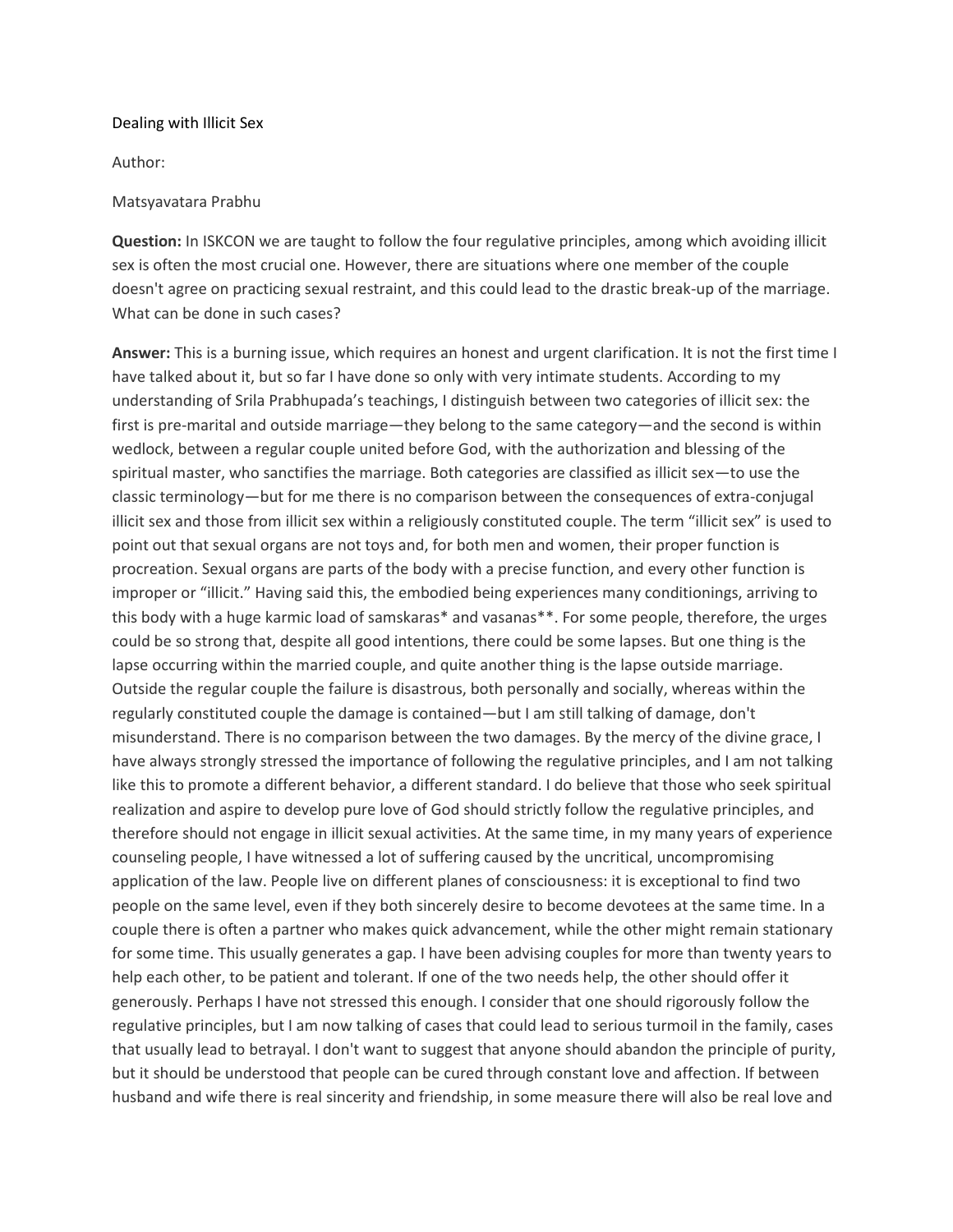# Dealing with Illicit Sex

Author:

Matsyavatara Prabhu

**Question:** In ISKCON we are taught to follow the four regulative principles, among which avoiding illicit sex is often the most crucial one. However, there are situations where one member of the couple doesn't agree on practicing sexual restraint, and this could lead to the drastic break-up of the marriage. What can be done in such cases?

**Answer:** This is a burning issue, which requires an honest and urgent clarification. It is not the first time I have talked about it, but so far I have done so only with very intimate students. According to my understanding of Srila Prabhupada's teachings, I distinguish between two categories of illicit sex: the first is pre-marital and outside marriage—they belong to the same category—and the second is within wedlock, between a regular couple united before God, with the authorization and blessing of the spiritual master, who sanctifies the marriage. Both categories are classified as illicit sex—to use the classic terminology—but for me there is no comparison between the consequences of extra-conjugal illicit sex and those from illicit sex within a religiously constituted couple. The term "illicit sex" is used to point out that sexual organs are not toys and, for both men and women, their proper function is procreation. Sexual organs are parts of the body with a precise function, and every other function is improper or "illicit." Having said this, the embodied being experiences many conditionings, arriving to this body with a huge karmic load of samskaras* and vasanas**. For some people, therefore, the urges could be so strong that, despite all good intentions, there could be some lapses. But one thing is the lapse occurring within the married couple, and quite another thing is the lapse outside marriage. Outside the regular couple the failure is disastrous, both personally and socially, whereas within the regularly constituted couple the damage is contained—but I am still talking of damage, don't misunderstand. There is no comparison between the two damages. By the mercy of the divine grace, I have always strongly stressed the importance of following the regulative principles, and I am not talking like this to promote a different behavior, a different standard. I do believe that those who seek spiritual realization and aspire to develop pure love of God should strictly follow the regulative principles, and therefore should not engage in illicit sexual activities. At the same time, in my many years of experience counseling people, I have witnessed a lot of suffering caused by the uncritical, uncompromising application of the law. People live on different planes of consciousness: it is exceptional to find two people on the same level, even if they both sincerely desire to become devotees at the same time. In a couple there is often a partner who makes quick advancement, while the other might remain stationary for some time. This usually generates a gap. I have been advising couples for more than twenty years to help each other, to be patient and tolerant. If one of the two needs help, the other should offer it generously. Perhaps I have not stressed this enough. I consider that one should rigorously follow the regulative principles, but I am now talking of cases that could lead to serious turmoil in the family, cases that usually lead to betrayal. I don't want to suggest that anyone should abandon the principle of purity, but it should be understood that people can be cured through constant love and affection. If between husband and wife there is real sincerity and friendship, in some measure there will also be real love and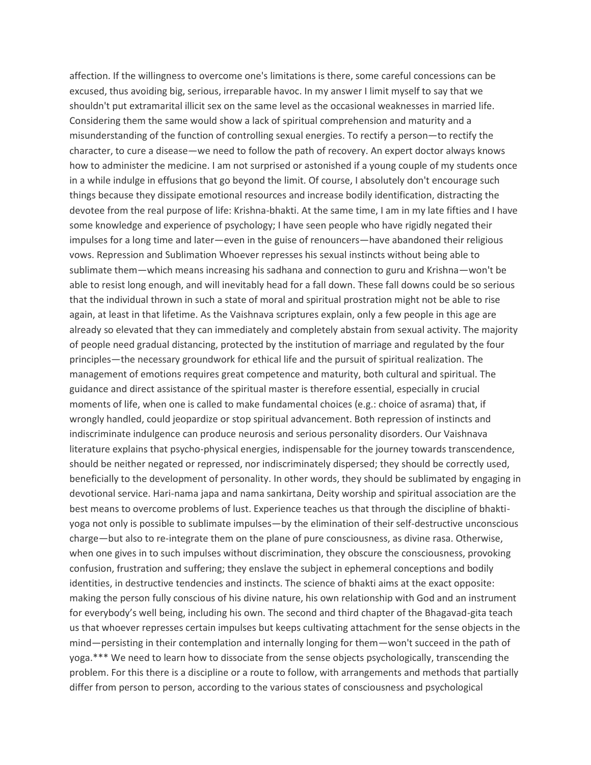affection. If the willingness to overcome one's limitations is there, some careful concessions can be excused, thus avoiding big, serious, irreparable havoc. In my answer I limit myself to say that we shouldn't put extramarital illicit sex on the same level as the occasional weaknesses in married life. Considering them the same would show a lack of spiritual comprehension and maturity and a misunderstanding of the function of controlling sexual energies. To rectify a person—to rectify the character, to cure a disease—we need to follow the path of recovery. An expert doctor always knows how to administer the medicine. I am not surprised or astonished if a young couple of my students once in a while indulge in effusions that go beyond the limit. Of course, I absolutely don't encourage such things because they dissipate emotional resources and increase bodily identification, distracting the devotee from the real purpose of life: Krishna-bhakti. At the same time, I am in my late fifties and I have some knowledge and experience of psychology; I have seen people who have rigidly negated their impulses for a long time and later—even in the guise of renouncers—have abandoned their religious vows. Repression and Sublimation Whoever represses his sexual instincts without being able to sublimate them—which means increasing his sadhana and connection to guru and Krishna—won't be able to resist long enough, and will inevitably head for a fall down. These fall downs could be so serious that the individual thrown in such a state of moral and spiritual prostration might not be able to rise again, at least in that lifetime. As the Vaishnava scriptures explain, only a few people in this age are already so elevated that they can immediately and completely abstain from sexual activity. The majority of people need gradual distancing, protected by the institution of marriage and regulated by the four principles—the necessary groundwork for ethical life and the pursuit of spiritual realization. The management of emotions requires great competence and maturity, both cultural and spiritual. The guidance and direct assistance of the spiritual master is therefore essential, especially in crucial moments of life, when one is called to make fundamental choices (e.g.: choice of asrama) that, if wrongly handled, could jeopardize or stop spiritual advancement. Both repression of instincts and indiscriminate indulgence can produce neurosis and serious personality disorders. Our Vaishnava literature explains that psycho-physical energies, indispensable for the journey towards transcendence, should be neither negated or repressed, nor indiscriminately dispersed; they should be correctly used, beneficially to the development of personality. In other words, they should be sublimated by engaging in devotional service. Hari-nama japa and nama sankirtana, Deity worship and spiritual association are the best means to overcome problems of lust. Experience teaches us that through the discipline of bhakti-yoga not only is possible to sublimate impulses—by the elimination of their self-destructive unconscious charge—but also to re-integrate them on the plane of pure consciousness, as divine rasa. Otherwise, when one gives in to such impulses without discrimination, they obscure the consciousness, provoking confusion, frustration and suffering; they enslave the subject in ephemeral conceptions and bodily identities, in destructive tendencies and instincts. The science of bhakti aims at the exact opposite: making the person fully conscious of his divine nature, his own relationship with God and an instrument for everybody's well being, including his own. The second and third chapter of the Bhagavad-gita teach us that whoever represses certain impulses but keeps cultivating attachment for the sense objects in the mind—persisting in their contemplation and internally longing for them—won't succeed in the path of yoga.*** We need to learn how to dissociate from the sense objects psychologically, transcending the problem. For this there is a discipline or a route to follow, with arrangements and methods that partially differ from person to person, according to the various states of consciousness and psychological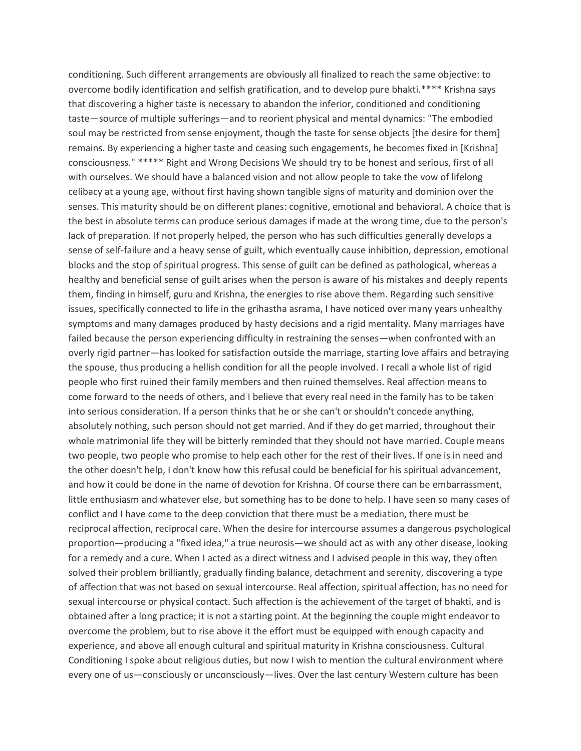conditioning. Such different arrangements are obviously all finalized to reach the same objective: to overcome bodily identification and selfish gratification, and to develop pure bhakti.**** Krishna says that discovering a higher taste is necessary to abandon the inferior, conditioned and conditioning taste—source of multiple sufferings—and to reorient physical and mental dynamics: "The embodied soul may be restricted from sense enjoyment, though the taste for sense objects [the desire for them] remains. By experiencing a higher taste and ceasing such engagements, he becomes fixed in [Krishna] consciousness." *****

## Right and Wrong Decisions

We should try to be honest and serious, first of all with ourselves. We should have a balanced vision and not allow people to take the vow of lifelong celibacy at a young age, without first having shown tangible signs of maturity and dominion over the senses. This maturity should be on different planes: cognitive, emotional and behavioral. A choice that is the best in absolute terms can produce serious damages if made at the wrong time, due to the person's lack of preparation. If not properly helped, the person who has such difficulties generally develops a sense of self-failure and a heavy sense of guilt, which eventually cause inhibition, depression, emotional blocks and the stop of spiritual progress. This sense of guilt can be defined as pathological, whereas a healthy and beneficial sense of guilt arises when the person is aware of his mistakes and deeply repents them, finding in himself, guru and Krishna, the energies to rise above them. Regarding such sensitive issues, specifically connected to life in the grihastha asrama, I have noticed over many years unhealthy symptoms and many damages produced by hasty decisions and a rigid mentality. Many marriages have failed because the person experiencing difficulty in restraining the senses—when confronted with an overly rigid partner—has looked for satisfaction outside the marriage, starting love affairs and betraying the spouse, thus producing a hellish condition for all the people involved. I recall a whole list of rigid people who first ruined their family members and then ruined themselves. Real affection means to come forward to the needs of others, and I believe that every real need in the family has to be taken into serious consideration. If a person thinks that he or she can't or shouldn't concede anything, absolutely nothing, such person should not get married. And if they do get married, throughout their whole matrimonial life they will be bitterly reminded that they should not have married. Couple means two people, two people who promise to help each other for the rest of their lives. If one is in need and the other doesn't help, I don't know how this refusal could be beneficial for his spiritual advancement, and how it could be done in the name of devotion for Krishna. Of course there can be embarrassment, little enthusiasm and whatever else, but something has to be done to help. I have seen so many cases of conflict and I have come to the deep conviction that there must be a mediation, there must be reciprocal affection, reciprocal care. When the desire for intercourse assumes a dangerous psychological proportion—producing a "fixed idea," a true neurosis—we should act as with any other disease, looking for a remedy and a cure. When I acted as a direct witness and I advised people in this way, they often solved their problem brilliantly, gradually finding balance, detachment and serenity, discovering a type of affection that was not based on sexual intercourse. Real affection, spiritual affection, has no need for sexual intercourse or physical contact. Such affection is the achievement of the target of bhakti, and is obtained after a long practice; it is not a starting point. At the beginning the couple might endeavor to overcome the problem, but to rise above it the effort must be equipped with enough capacity and experience, and above all enough cultural and spiritual maturity in Krishna consciousness.

## Cultural Conditioning

I spoke about religious duties, but now I wish to mention the cultural environment where every one of us—consciously or unconsciously—lives. Over the last century Western culture has been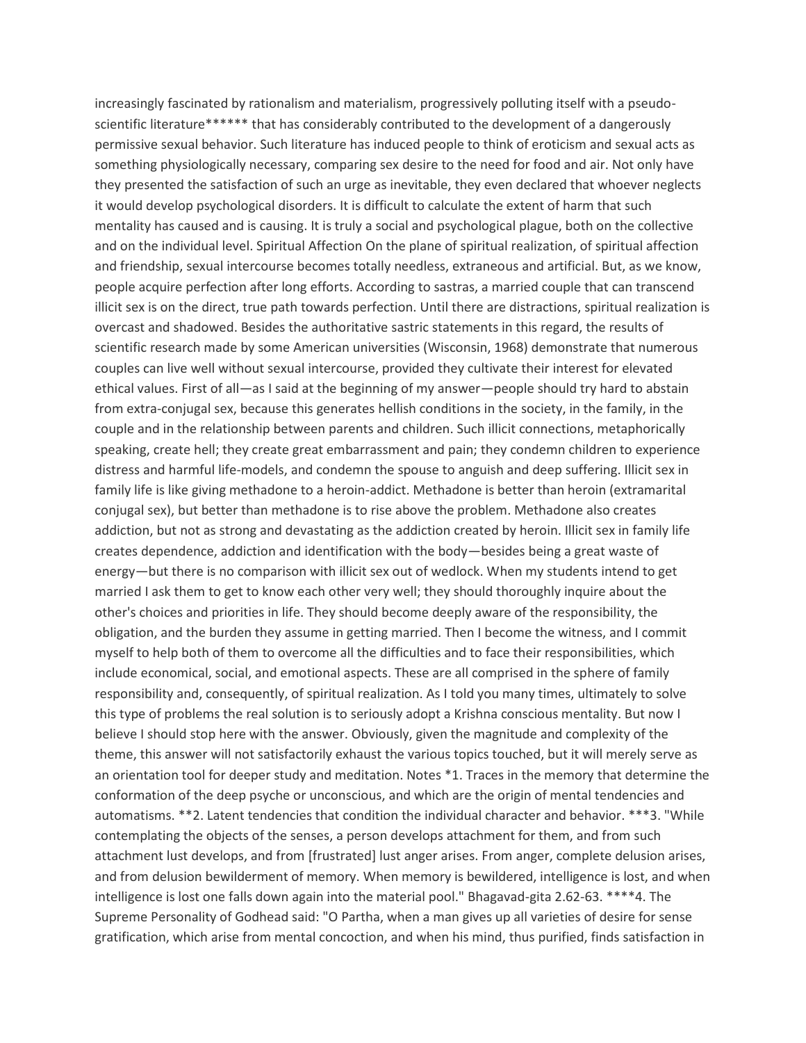increasingly fascinated by rationalism and materialism, progressively polluting itself with a pseudo-scientific literature****** that has considerably contributed to the development of a dangerously permissive sexual behavior. Such literature has induced people to think of eroticism and sexual acts as something physiologically necessary, comparing sex desire to the need for food and air. Not only have they presented the satisfaction of such an urge as inevitable, they even declared that whoever neglects it would develop psychological disorders. It is difficult to calculate the extent of harm that such mentality has caused and is causing. It is truly a social and psychological plague, both on the collective and on the individual level.

## Spiritual Affection

On the plane of spiritual realization, of spiritual affection and friendship, sexual intercourse becomes totally needless, extraneous and artificial. But, as we know, people acquire perfection after long efforts. According to sastras, a married couple that can transcend illicit sex is on the direct, true path towards perfection. Until there are distractions, spiritual realization is overcast and shadowed. Besides the authoritative sastric statements in this regard, the results of scientific research made by some American universities (Wisconsin, 1968) demonstrate that numerous couples can live well without sexual intercourse, provided they cultivate their interest for elevated ethical values. First of all—as I said at the beginning of my answer—people should try hard to abstain from extra-conjugal sex, because this generates hellish conditions in the society, in the family, in the couple and in the relationship between parents and children. Such illicit connections, metaphorically speaking, create hell; they create great embarrassment and pain; they condemn children to experience distress and harmful life-models, and condemn the spouse to anguish and deep suffering. Illicit sex in family life is like giving methadone to a heroin-addict. Methadone is better than heroin (extramarital conjugal sex), but better than methadone is to rise above the problem. Methadone also creates addiction, but not as strong and devastating as the addiction created by heroin. Illicit sex in family life creates dependence, addiction and identification with the body—besides being a great waste of energy—but there is no comparison with illicit sex out of wedlock. When my students intend to get married I ask them to get to know each other very well; they should thoroughly inquire about the other's choices and priorities in life. They should become deeply aware of the responsibility, the obligation, and the burden they assume in getting married. Then I become the witness, and I commit myself to help both of them to overcome all the difficulties and to face their responsibilities, which include economical, social, and emotional aspects. These are all comprised in the sphere of family responsibility and, consequently, of spiritual realization. As I told you many times, ultimately to solve this type of problems the real solution is to seriously adopt a Krishna conscious mentality. But now I believe I should stop here with the answer. Obviously, given the magnitude and complexity of the theme, this answer will not satisfactorily exhaust the various topics touched, but it will merely serve as an orientation tool for deeper study and meditation.

## Notes

*1. Traces in the memory that determine the conformation of the deep psyche or unconscious, and which are the origin of mental tendencies and automatisms.

**2. Latent tendencies that condition the individual character and behavior.

***3. "While contemplating the objects of the senses, a person develops attachment for them, and from such attachment lust develops, and from [frustrated] lust anger arises. From anger, complete delusion arises, and from delusion bewilderment of memory. When memory is bewildered, intelligence is lost, and when intelligence is lost one falls down again into the material pool." Bhagavad-gita 2.62-63.

****4. The Supreme Personality of Godhead said: "O Partha, when a man gives up all varieties of desire for sense gratification, which arise from mental concoction, and when his mind, thus purified, finds satisfaction in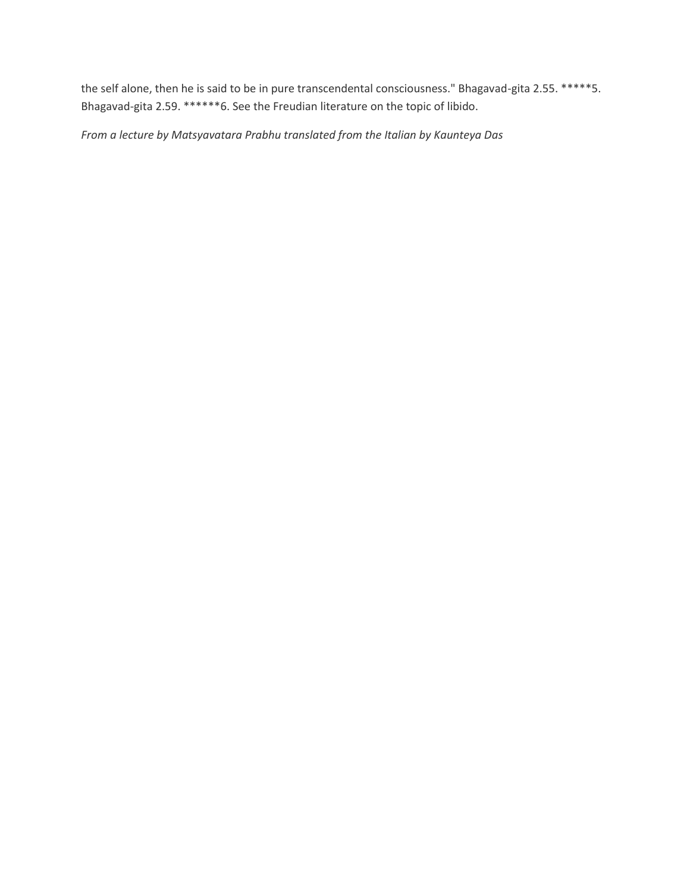the self alone, then he is said to be in pure transcendental consciousness." Bhagavad-gita 2.55. *****5. Bhagavad-gita 2.59. ******6. See the Freudian literature on the topic of libido.

*From a lecture by Matsyavatara Prabhu translated from the Italian by Kaunteya Das*